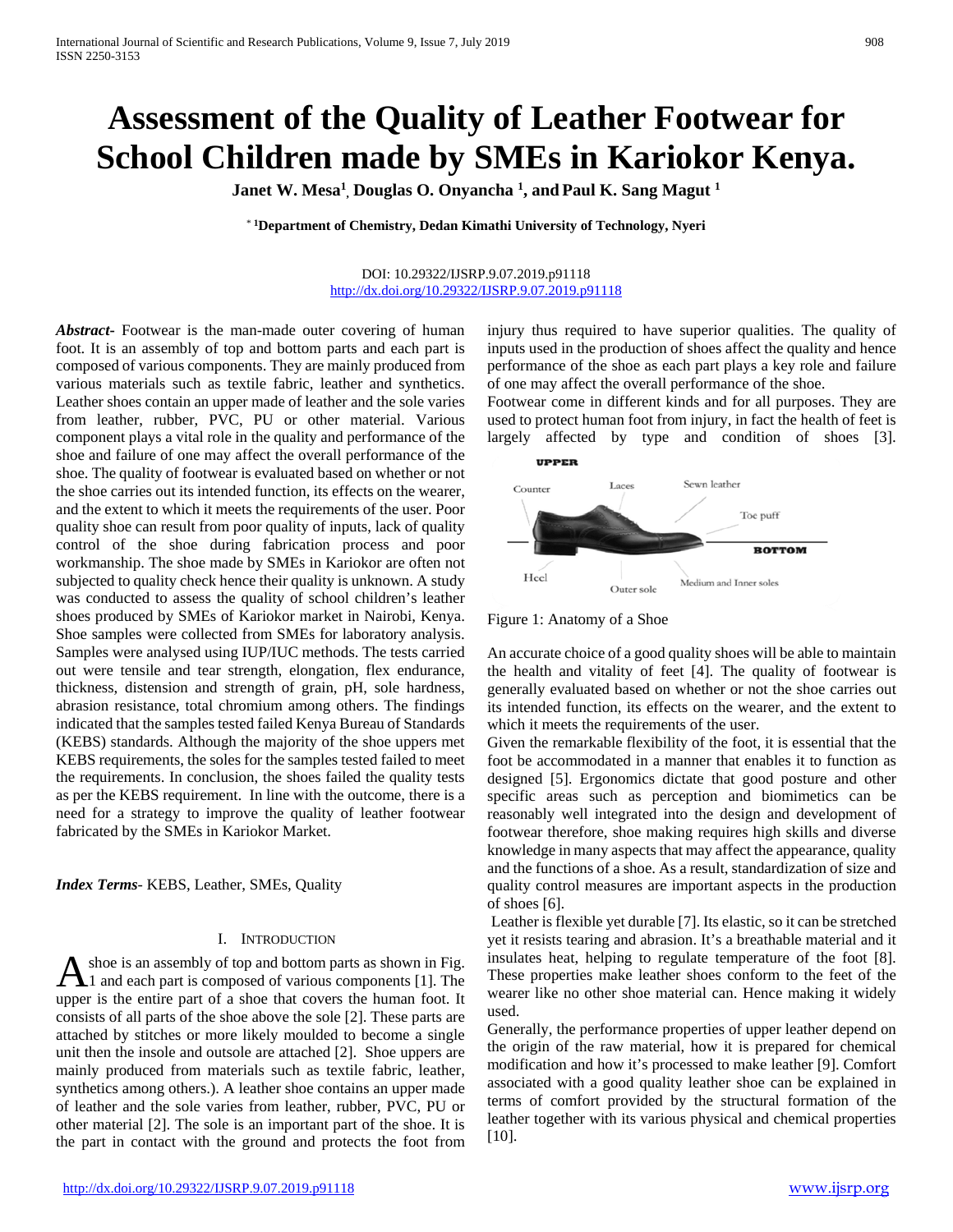# Assessment of the Quality of Leather Footwear for School Children made by SMEs in Kariokor Kenya.

**Janet W. Mesa[1], Douglas O. Onyancha [1], and Paul K. Sang Magut [1]**

**[*] [1]Department of Chemistry, Dedan Kimathi University of Technology, Nyeri**

DOI: 10.29322/IJSRP.9.07.2019.p91118
http://dx.doi.org/10.29322/IJSRP.9.07.2019.p91118

***Abstract-*** Footwear is the man-made outer covering of human foot. It is an assembly of top and bottom parts and each part is composed of various components. They are mainly produced from various materials such as textile fabric, leather and synthetics. Leather shoes contain an upper made of leather and the sole varies from leather, rubber, PVC, PU or other material. Various component plays a vital role in the quality and performance of the shoe and failure of one may affect the overall performance of the shoe. The quality of footwear is evaluated based on whether or not the shoe carries out its intended function, its effects on the wearer, and the extent to which it meets the requirements of the user. Poor quality shoe can result from poor quality of inputs, lack of quality control of the shoe during fabrication process and poor workmanship. The shoe made by SMEs in Kariokor are often not subjected to quality check hence their quality is unknown. A study was conducted to assess the quality of school children's leather shoes produced by SMEs of Kariokor market in Nairobi, Kenya. Shoe samples were collected from SMEs for laboratory analysis. Samples were analysed using IUP/IUC methods. The tests carried out were tensile and tear strength, elongation, flex endurance, thickness, distension and strength of grain, pH, sole hardness, abrasion resistance, total chromium among others. The findings indicated that the samples tested failed Kenya Bureau of Standards (KEBS) standards. Although the majority of the shoe uppers met KEBS requirements, the soles for the samples tested failed to meet the requirements. In conclusion, the shoes failed the quality tests as per the KEBS requirement. In line with the outcome, there is a need for a strategy to improve the quality of leather footwear fabricated by the SMEs in Kariokor Market.

***Index Terms-*** KEBS, Leather, SMEs, Quality

## I. Introduction

A shoe is an assembly of top and bottom parts as shown in Fig. 1 and each part is composed of various components [1]. The upper is the entire part of a shoe that covers the human foot. It consists of all parts of the shoe above the sole [2]. These parts are attached by stitches or more likely moulded to become a single unit then the insole and outsole are attached [2]. Shoe uppers are mainly produced from materials such as textile fabric, leather, synthetics among others.). A leather shoe contains an upper made of leather and the sole varies from leather, rubber, PVC, PU or other material [2]. The sole is an important part of the shoe. It is the part in contact with the ground and protects the foot from injury thus required to have superior qualities. The quality of inputs used in the production of shoes affect the quality and hence performance of the shoe as each part plays a key role and failure of one may affect the overall performance of the shoe.

Footwear come in different kinds and for all purposes. They are used to protect human foot from injury, in fact the health of feet is largely affected by type and condition of shoes [3].

Figure 1: Anatomy of a Shoe

An accurate choice of a good quality shoes will be able to maintain the health and vitality of feet [4]. The quality of footwear is generally evaluated based on whether or not the shoe carries out its intended function, its effects on the wearer, and the extent to which it meets the requirements of the user.

Given the remarkable flexibility of the foot, it is essential that the foot be accommodated in a manner that enables it to function as designed [5]. Ergonomics dictate that good posture and other specific areas such as perception and biomimetics can be reasonably well integrated into the design and development of footwear therefore, shoe making requires high skills and diverse knowledge in many aspects that may affect the appearance, quality and the functions of a shoe. As a result, standardization of size and quality control measures are important aspects in the production of shoes [6].

Leather is flexible yet durable [7]. Its elastic, so it can be stretched yet it resists tearing and abrasion. It's a breathable material and it insulates heat, helping to regulate temperature of the foot [8]. These properties make leather shoes conform to the feet of the wearer like no other shoe material can. Hence making it widely used.

Generally, the performance properties of upper leather depend on the origin of the raw material, how it is prepared for chemical modification and how it's processed to make leather [9]. Comfort associated with a good quality leather shoe can be explained in terms of comfort provided by the structural formation of the leather together with its various physical and chemical properties [10].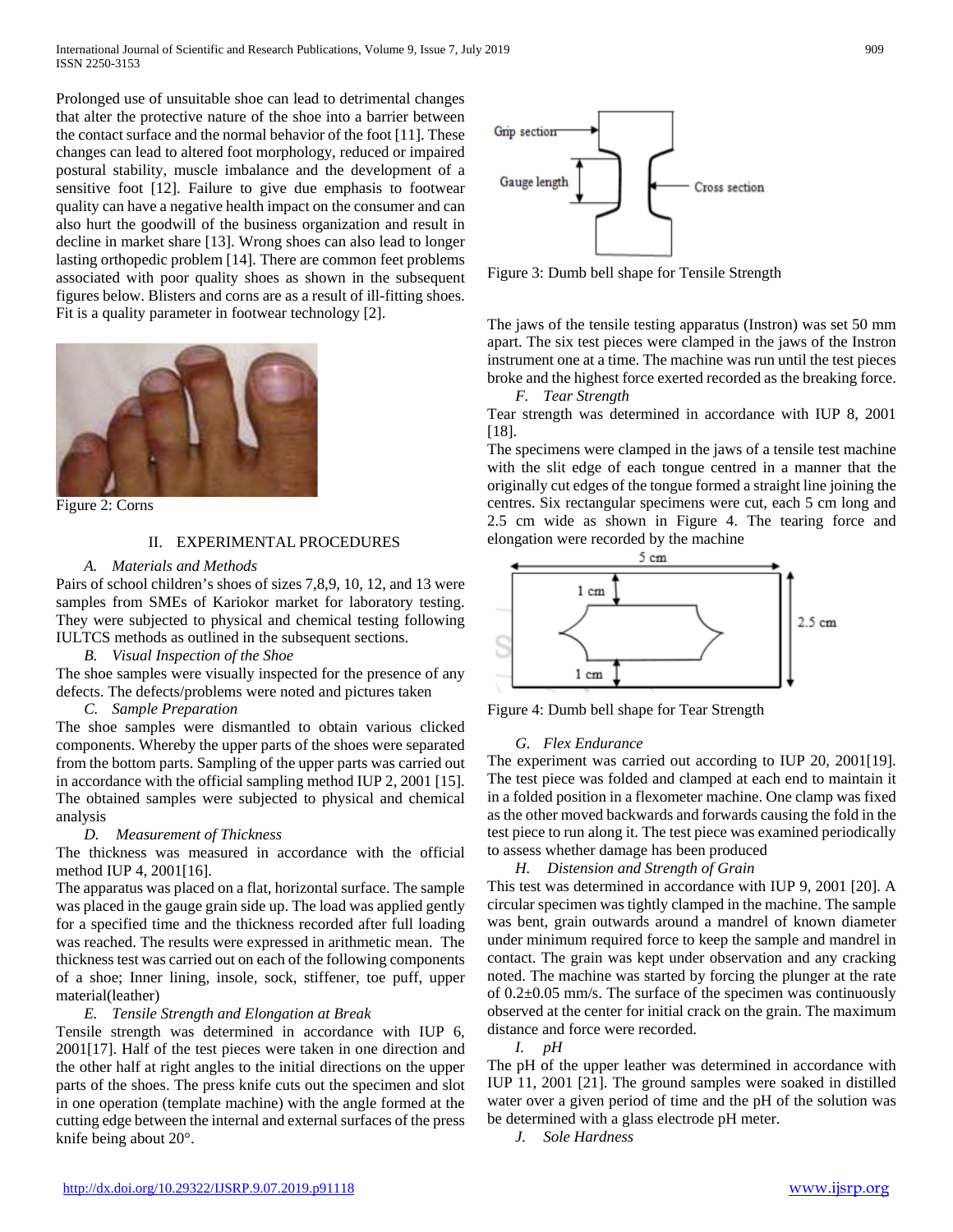Prolonged use of unsuitable shoe can lead to detrimental changes that alter the protective nature of the shoe into a barrier between the contact surface and the normal behavior of the foot [11]. These changes can lead to altered foot morphology, reduced or impaired postural stability, muscle imbalance and the development of a sensitive foot [12]. Failure to give due emphasis to footwear quality can have a negative health impact on the consumer and can also hurt the goodwill of the business organization and result in decline in market share [13]. Wrong shoes can also lead to longer lasting orthopedic problem [14]. There are common feet problems associated with poor quality shoes as shown in the subsequent figures below. Blisters and corns are as a result of ill-fitting shoes. Fit is a quality parameter in footwear technology [2].

Figure 2: Corns

## II. EXPERIMENTAL PROCEDURES

### *A. Materials and Methods*

Pairs of school children's shoes of sizes 7,8,9, 10, 12, and 13 were samples from SMEs of Kariokor market for laboratory testing. They were subjected to physical and chemical testing following IULTCS methods as outlined in the subsequent sections.

### *B. Visual Inspection of the Shoe*

The shoe samples were visually inspected for the presence of any defects. The defects/problems were noted and pictures taken

### *C. Sample Preparation*

The shoe samples were dismantled to obtain various clicked components. Whereby the upper parts of the shoes were separated from the bottom parts. Sampling of the upper parts was carried out in accordance with the official sampling method IUP 2, 2001 [15]. The obtained samples were subjected to physical and chemical analysis

### *D. Measurement of Thickness*

The thickness was measured in accordance with the official method IUP 4, 2001[16].

The apparatus was placed on a flat, horizontal surface. The sample was placed in the gauge grain side up. The load was applied gently for a specified time and the thickness recorded after full loading was reached. The results were expressed in arithmetic mean. The thickness test was carried out on each of the following components of a shoe; Inner lining, insole, sock, stiffener, toe puff, upper material(leather)

### *E. Tensile Strength and Elongation at Break*

Tensile strength was determined in accordance with IUP 6, 2001[17]. Half of the test pieces were taken in one direction and the other half at right angles to the initial directions on the upper parts of the shoes. The press knife cuts out the specimen and slot in one operation (template machine) with the angle formed at the cutting edge between the internal and external surfaces of the press knife being about 20°.

Figure 3: Dumb bell shape for Tensile Strength

The jaws of the tensile testing apparatus (Instron) was set 50 mm apart. The six test pieces were clamped in the jaws of the Instron instrument one at a time. The machine was run until the test pieces broke and the highest force exerted recorded as the breaking force.

### *F. Tear Strength*

Tear strength was determined in accordance with IUP 8, 2001 [18].

The specimens were clamped in the jaws of a tensile test machine with the slit edge of each tongue centred in a manner that the originally cut edges of the tongue formed a straight line joining the centres. Six rectangular specimens were cut, each 5 cm long and 2.5 cm wide as shown in Figure 4. The tearing force and elongation were recorded by the machine

Figure 4: Dumb bell shape for Tear Strength

### *G. Flex Endurance*

The experiment was carried out according to IUP 20, 2001[19]. The test piece was folded and clamped at each end to maintain it in a folded position in a flexometer machine. One clamp was fixed as the other moved backwards and forwards causing the fold in the test piece to run along it. The test piece was examined periodically to assess whether damage has been produced

### *H. Distension and Strength of Grain*

This test was determined in accordance with IUP 9, 2001 [20]. A circular specimen was tightly clamped in the machine. The sample was bent, grain outwards around a mandrel of known diameter under minimum required force to keep the sample and mandrel in contact. The grain was kept under observation and any cracking noted. The machine was started by forcing the plunger at the rate of 0.2±0.05 mm/s. The surface of the specimen was continuously observed at the center for initial crack on the grain. The maximum distance and force were recorded.

### *I. pH*

The pH of the upper leather was determined in accordance with IUP 11, 2001 [21]. The ground samples were soaked in distilled water over a given period of time and the pH of the solution was be determined with a glass electrode pH meter.

### *J. Sole Hardness*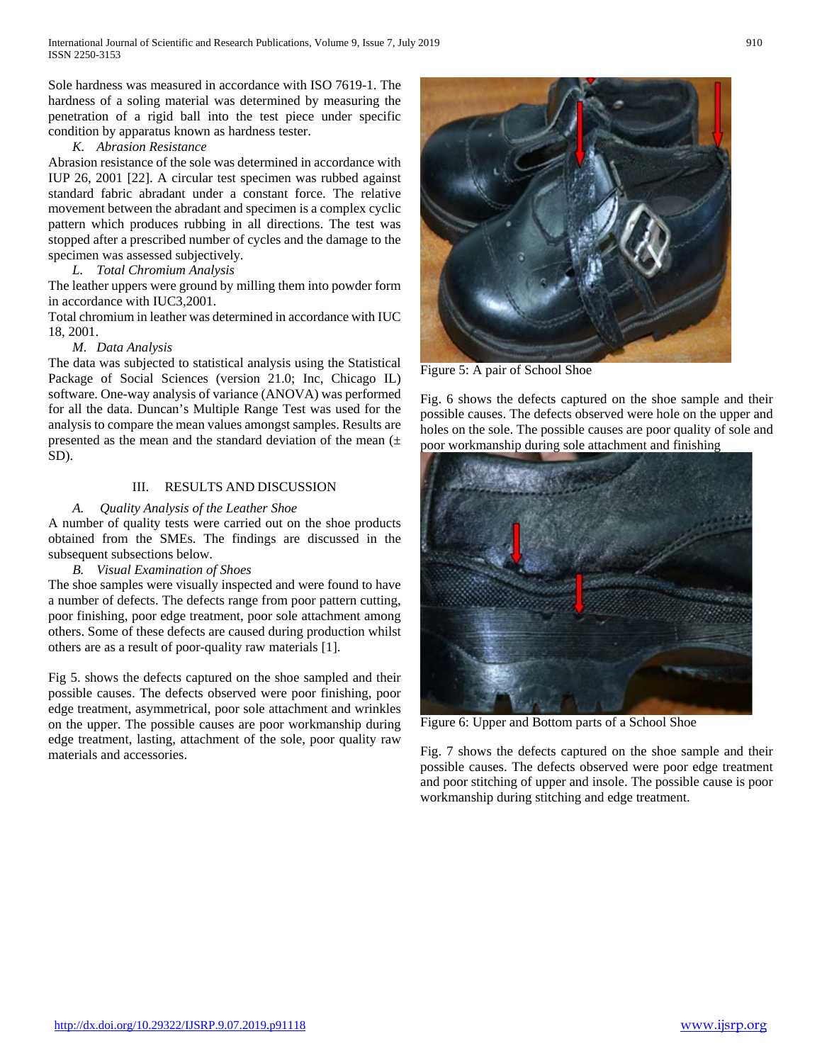Sole hardness was measured in accordance with ISO 7619-1. The hardness of a soling material was determined by measuring the penetration of a rigid ball into the test piece under specific condition by apparatus known as hardness tester.

*K. Abrasion Resistance*

Abrasion resistance of the sole was determined in accordance with IUP 26, 2001 [22]. A circular test specimen was rubbed against standard fabric abradant under a constant force. The relative movement between the abradant and specimen is a complex cyclic pattern which produces rubbing in all directions. The test was stopped after a prescribed number of cycles and the damage to the specimen was assessed subjectively.

*L. Total Chromium Analysis*

The leather uppers were ground by milling them into powder form in accordance with IUC3,2001.

Total chromium in leather was determined in accordance with IUC 18, 2001.

*M. Data Analysis*

The data was subjected to statistical analysis using the Statistical Package of Social Sciences (version 21.0; Inc, Chicago IL) software. One-way analysis of variance (ANOVA) was performed for all the data. Duncan's Multiple Range Test was used for the analysis to compare the mean values amongst samples. Results are presented as the mean and the standard deviation of the mean (± SD).

## III. RESULTS AND DISCUSSION

*A. Quality Analysis of the Leather Shoe*

A number of quality tests were carried out on the shoe products obtained from the SMEs. The findings are discussed in the subsequent subsections below.

*B. Visual Examination of Shoes*

The shoe samples were visually inspected and were found to have a number of defects. The defects range from poor pattern cutting, poor finishing, poor edge treatment, poor sole attachment among others. Some of these defects are caused during production whilst others are as a result of poor-quality raw materials [1].

Fig 5. shows the defects captured on the shoe sampled and their possible causes. The defects observed were poor finishing, poor edge treatment, asymmetrical, poor sole attachment and wrinkles on the upper. The possible causes are poor workmanship during edge treatment, lasting, attachment of the sole, poor quality raw materials and accessories.

Figure 5: A pair of School Shoe

Fig. 6 shows the defects captured on the shoe sample and their possible causes. The defects observed were hole on the upper and holes on the sole. The possible causes are poor quality of sole and poor workmanship during sole attachment and finishing

Figure 6: Upper and Bottom parts of a School Shoe

Fig. 7 shows the defects captured on the shoe sample and their possible causes. The defects observed were poor edge treatment and poor stitching of upper and insole. The possible cause is poor workmanship during stitching and edge treatment.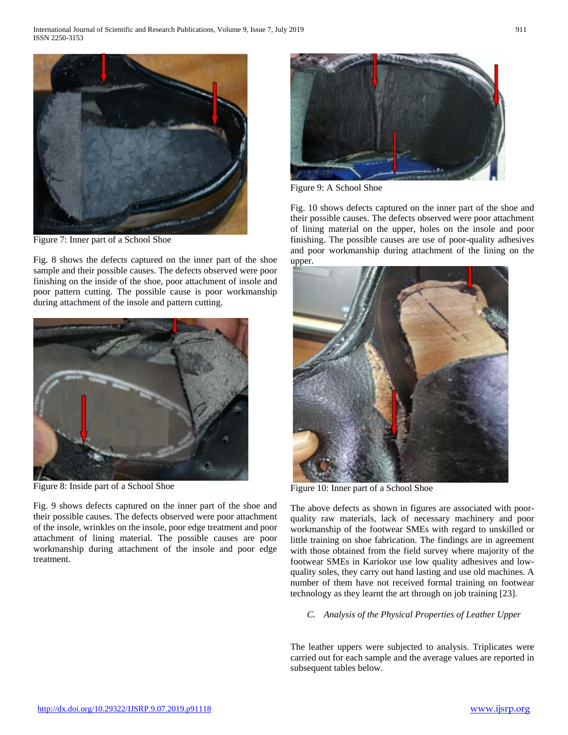Figure 7: Inner part of a School Shoe

Fig. 8 shows the defects captured on the inner part of the shoe sample and their possible causes. The defects observed were poor finishing on the inside of the shoe, poor attachment of insole and poor pattern cutting. The possible cause is poor workmanship during attachment of the insole and pattern cutting.

Figure 8: Inside part of a School Shoe

Fig. 9 shows defects captured on the inner part of the shoe and their possible causes. The defects observed were poor attachment of the insole, wrinkles on the insole, poor edge treatment and poor attachment of lining material. The possible causes are poor workmanship during attachment of the insole and poor edge treatment.

Figure 9: A School Shoe

Fig. 10 shows defects captured on the inner part of the shoe and their possible causes. The defects observed were poor attachment of lining material on the upper, holes on the insole and poor finishing. The possible causes are use of poor-quality adhesives and poor workmanship during attachment of the lining on the upper.

Figure 10: Inner part of a School Shoe

The above defects as shown in figures are associated with poor-quality raw materials, lack of necessary machinery and poor workmanship of the footwear SMEs with regard to unskilled or little training on shoe fabrication. The findings are in agreement with those obtained from the field survey where majority of the footwear SMEs in Kariokor use low quality adhesives and low-quality soles, they carry out hand lasting and use old machines. A number of them have not received formal training on footwear technology as they learnt the art through on job training [23].

### *C. Analysis of the Physical Properties of Leather Upper*

The leather uppers were subjected to analysis. Triplicates were carried out for each sample and the average values are reported in subsequent tables below.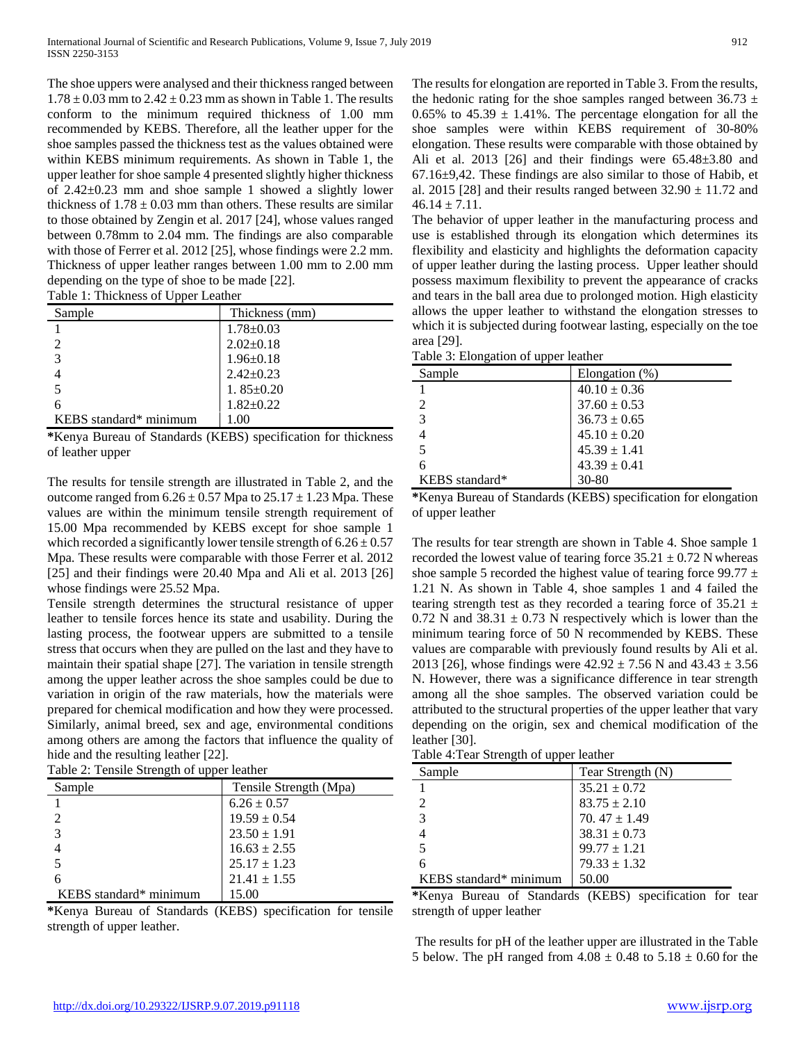The shoe uppers were analysed and their thickness ranged between 1.78 ± 0.03 mm to 2.42 ± 0.23 mm as shown in Table 1. The results conform to the minimum required thickness of 1.00 mm recommended by KEBS. Therefore, all the leather upper for the shoe samples passed the thickness test as the values obtained were within KEBS minimum requirements. As shown in Table 1, the upper leather for shoe sample 4 presented slightly higher thickness of 2.42±0.23 mm and shoe sample 1 showed a slightly lower thickness of 1.78 ± 0.03 mm than others. These results are similar to those obtained by Zengin et al. 2017 [24], whose values ranged between 0.78mm to 2.04 mm. The findings are also comparable with those of Ferrer et al. 2012 [25], whose findings were 2.2 mm. Thickness of upper leather ranges between 1.00 mm to 2.00 mm depending on the type of shoe to be made [22].

Table 1: Thickness of Upper Leather

| Sample | Thickness (mm) |
|---|---|
| 1 | 1.78±0.03 |
| 2 | 2.02±0.18 |
| 3 | 1.96±0.18 |
| 4 | 2.42±0.23 |
| 5 | 1. 85±0.20 |
| 6 | 1.82±0.22 |
| KEBS standard* minimum | 1.00 |

*Kenya Bureau of Standards (KEBS) specification for thickness of leather upper

The results for tensile strength are illustrated in Table 2, and the outcome ranged from 6.26 ± 0.57 Mpa to 25.17 ± 1.23 Mpa. These values are within the minimum tensile strength requirement of 15.00 Mpa recommended by KEBS except for shoe sample 1 which recorded a significantly lower tensile strength of 6.26 ± 0.57 Mpa. These results were comparable with those Ferrer et al. 2012 [25] and their findings were 20.40 Mpa and Ali et al. 2013 [26] whose findings were 25.52 Mpa.

Tensile strength determines the structural resistance of upper leather to tensile forces hence its state and usability. During the lasting process, the footwear uppers are submitted to a tensile stress that occurs when they are pulled on the last and they have to maintain their spatial shape [27]. The variation in tensile strength among the upper leather across the shoe samples could be due to variation in origin of the raw materials, how the materials were prepared for chemical modification and how they were processed. Similarly, animal breed, sex and age, environmental conditions among others are among the factors that influence the quality of hide and the resulting leather [22].

Table 2: Tensile Strength of upper leather

| Sample | Tensile Strength (Mpa) |
|---|---|
| 1 | 6.26 ± 0.57 |
| 2 | 19.59 ± 0.54 |
| 3 | 23.50 ± 1.91 |
| 4 | 16.63 ± 2.55 |
| 5 | 25.17 ± 1.23 |
| 6 | 21.41 ± 1.55 |
| KEBS standard* minimum | 15.00 |

*Kenya Bureau of Standards (KEBS) specification for tensile strength of upper leather.

The results for elongation are reported in Table 3. From the results, the hedonic rating for the shoe samples ranged between 36.73 ± 0.65% to 45.39 ± 1.41%. The percentage elongation for all the shoe samples were within KEBS requirement of 30-80% elongation. These results were comparable with those obtained by Ali et al. 2013 [26] and their findings were 65.48±3.80 and 67.16±9,42. These findings are also similar to those of Habib, et al. 2015 [28] and their results ranged between 32.90 ± 11.72 and 46.14 ± 7.11.

The behavior of upper leather in the manufacturing process and use is established through its elongation which determines its flexibility and elasticity and highlights the deformation capacity of upper leather during the lasting process. Upper leather should possess maximum flexibility to prevent the appearance of cracks and tears in the ball area due to prolonged motion. High elasticity allows the upper leather to withstand the elongation stresses to which it is subjected during footwear lasting, especially on the toe area [29].

Table 3: Elongation of upper leather

| Sample | Elongation (%) |
|---|---|
| 1 | 40.10 ± 0.36 |
| 2 | 37.60 ± 0.53 |
| 3 | 36.73 ± 0.65 |
| 4 | 45.10 ± 0.20 |
| 5 | 45.39 ± 1.41 |
| 6 | 43.39 ± 0.41 |
| KEBS standard* | 30-80 |

*Kenya Bureau of Standards (KEBS) specification for elongation of upper leather

The results for tear strength are shown in Table 4. Shoe sample 1 recorded the lowest value of tearing force 35.21 ± 0.72 N whereas shoe sample 5 recorded the highest value of tearing force 99.77 ± 1.21 N. As shown in Table 4, shoe samples 1 and 4 failed the tearing strength test as they recorded a tearing force of 35.21 ± 0.72 N and 38.31 ± 0.73 N respectively which is lower than the minimum tearing force of 50 N recommended by KEBS. These values are comparable with previously found results by Ali et al. 2013 [26], whose findings were 42.92 ± 7.56 N and 43.43 ± 3.56 N. However, there was a significance difference in tear strength among all the shoe samples. The observed variation could be attributed to the structural properties of the upper leather that vary depending on the origin, sex and chemical modification of the leather [30].

Table 4:Tear Strength of upper leather

| Sample | Tear Strength (N) |
|---|---|
| 1 | 35.21 ± 0.72 |
| 2 | 83.75 ± 2.10 |
| 3 | 70. 47 ± 1.49 |
| 4 | 38.31 ± 0.73 |
| 5 | 99.77 ± 1.21 |
| 6 | 79.33 ± 1.32 |
| KEBS standard* minimum | 50.00 |

*Kenya Bureau of Standards (KEBS) specification for tear strength of upper leather

The results for pH of the leather upper are illustrated in the Table 5 below. The pH ranged from 4.08 ± 0.48 to 5.18 ± 0.60 for the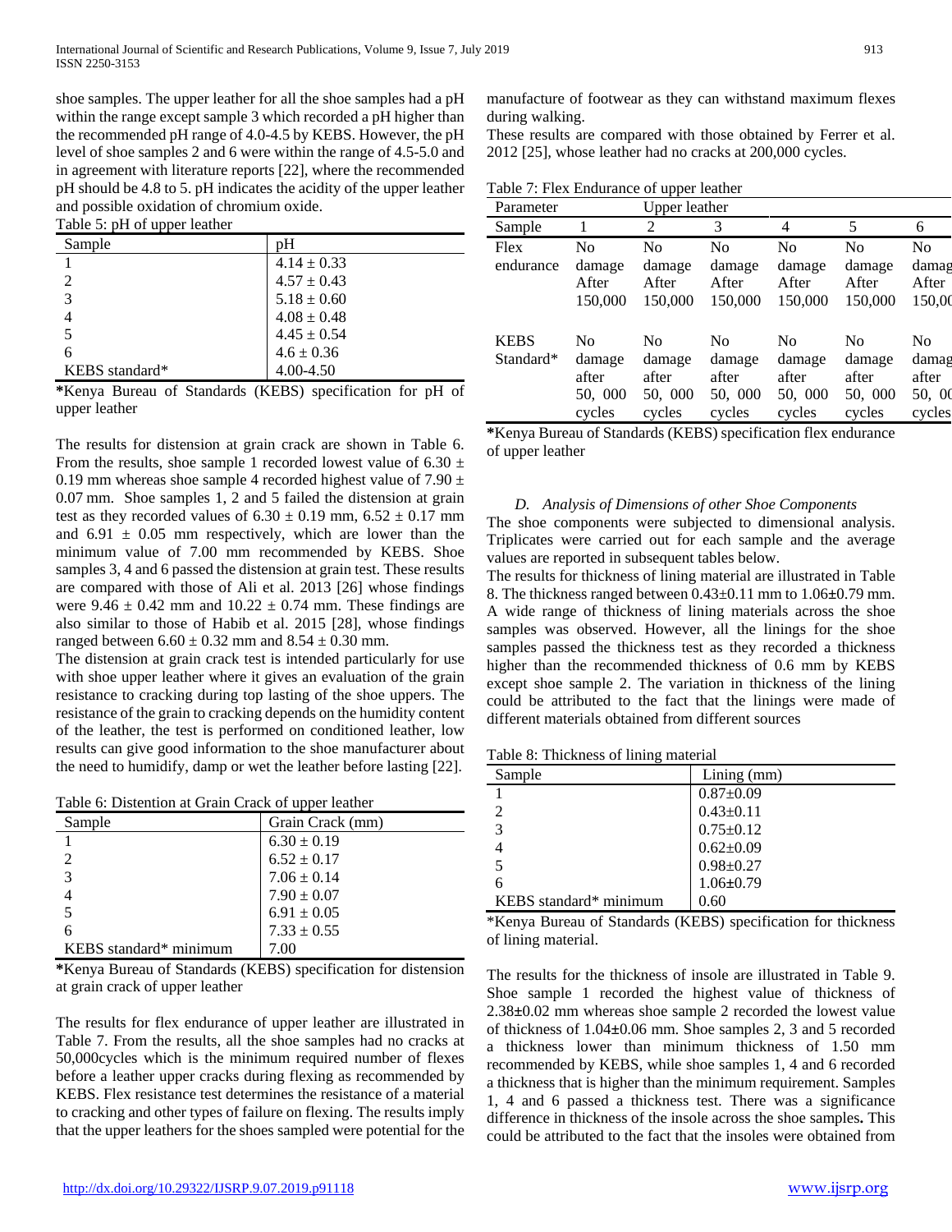shoe samples. The upper leather for all the shoe samples had a pH within the range except sample 3 which recorded a pH higher than the recommended pH range of 4.0-4.5 by KEBS. However, the pH level of shoe samples 2 and 6 were within the range of 4.5-5.0 and in agreement with literature reports [22], where the recommended pH should be 4.8 to 5. pH indicates the acidity of the upper leather and possible oxidation of chromium oxide.

Table 5: pH of upper leather

| Sample | pH |
|---|---|
| 1 | 4.14 ± 0.33 |
| 2 | 4.57 ± 0.43 |
| 3 | 5.18 ± 0.60 |
| 4 | 4.08 ± 0.48 |
| 5 | 4.45 ± 0.54 |
| 6 | 4.6 ± 0.36 |
| KEBS standard* | 4.00-4.50 |

***Kenya Bureau of Standards (KEBS) specification for pH of upper leather

The results for distension at grain crack are shown in Table 6. From the results, shoe sample 1 recorded lowest value of 6.30 ± 0.19 mm whereas shoe sample 4 recorded highest value of 7.90 ± 0.07 mm. Shoe samples 1, 2 and 5 failed the distension at grain test as they recorded values of 6.30 ± 0.19 mm, 6.52 ± 0.17 mm and 6.91 ± 0.05 mm respectively, which are lower than the minimum value of 7.00 mm recommended by KEBS. Shoe samples 3, 4 and 6 passed the distension at grain test. These results are compared with those of Ali et al. 2013 [26] whose findings were 9.46 ± 0.42 mm and 10.22 ± 0.74 mm. These findings are also similar to those of Habib et al. 2015 [28], whose findings ranged between 6.60 ± 0.32 mm and 8.54 ± 0.30 mm.

The distension at grain crack test is intended particularly for use with shoe upper leather where it gives an evaluation of the grain resistance to cracking during top lasting of the shoe uppers. The resistance of the grain to cracking depends on the humidity content of the leather, the test is performed on conditioned leather, low results can give good information to the shoe manufacturer about the need to humidify, damp or wet the leather before lasting [22].

Table 6: Distention at Grain Crack of upper leather

| Sample | Grain Crack (mm) |
|---|---|
| 1 | 6.30 ± 0.19 |
| 2 | 6.52 ± 0.17 |
| 3 | 7.06 ± 0.14 |
| 4 | 7.90 ± 0.07 |
| 5 | 6.91 ± 0.05 |
| 6 | 7.33 ± 0.55 |
| KEBS standard* minimum | 7.00 |

***Kenya Bureau of Standards (KEBS) specification for distension at grain crack of upper leather

The results for flex endurance of upper leather are illustrated in Table 7. From the results, all the shoe samples had no cracks at 50,000cycles which is the minimum required number of flexes before a leather upper cracks during flexing as recommended by KEBS. Flex resistance test determines the resistance of a material to cracking and other types of failure on flexing. The results imply that the upper leathers for the shoes sampled were potential for the manufacture of footwear as they can withstand maximum flexes during walking.

These results are compared with those obtained by Ferrer et al. 2012 [25], whose leather had no cracks at 200,000 cycles.

Table 7: Flex Endurance of upper leather

| Parameter | Upper leather | | | | | |
|---|---|---|---|---|---|---|
| Sample | 1 | 2 | 3 | 4 | 5 | 6 |
| Flex endurance | No damage After 150,000 | No damage After 150,000 | No damage After 150,000 | No damage After 150,000 | No damage After 150,000 | No damage After 150,000 |
| KEBS Standard* | No damage after 50, 000 cycles | No damage after 50, 000 cycles | No damage after 50, 000 cycles | No damage after 50, 000 cycles | No damage after 50, 000 cycles | No damage after 50, 000 cycles |

***Kenya Bureau of Standards (KEBS) specification flex endurance of upper leather

### *D. Analysis of Dimensions of other Shoe Components*

The shoe components were subjected to dimensional analysis. Triplicates were carried out for each sample and the average values are reported in subsequent tables below.

The results for thickness of lining material are illustrated in Table 8. The thickness ranged between 0.43±0.11 mm to 1.06±0.79 mm. A wide range of thickness of lining materials across the shoe samples was observed. However, all the linings for the shoe samples passed the thickness test as they recorded a thickness higher than the recommended thickness of 0.6 mm by KEBS except shoe sample 2. The variation in thickness of the lining could be attributed to the fact that the linings were made of different materials obtained from different sources

Table 8: Thickness of lining material

| Sample | Lining (mm) |
|---|---|
| 1 | 0.87±0.09 |
| 2 | 0.43±0.11 |
| 3 | 0.75±0.12 |
| 4 | 0.62±0.09 |
| 5 | 0.98±0.27 |
| 6 | 1.06±0.79 |
| KEBS standard* minimum | 0.60 |

*Kenya Bureau of Standards (KEBS) specification for thickness of lining material.

The results for the thickness of insole are illustrated in Table 9. Shoe sample 1 recorded the highest value of thickness of 2.38±0.02 mm whereas shoe sample 2 recorded the lowest value of thickness of 1.04±0.06 mm. Shoe samples 2, 3 and 5 recorded a thickness lower than minimum thickness of 1.50 mm recommended by KEBS, while shoe samples 1, 4 and 6 recorded a thickness that is higher than the minimum requirement. Samples 1, 4 and 6 passed a thickness test. There was a significance difference in thickness of the insole across the shoe samples**.** This could be attributed to the fact that the insoles were obtained from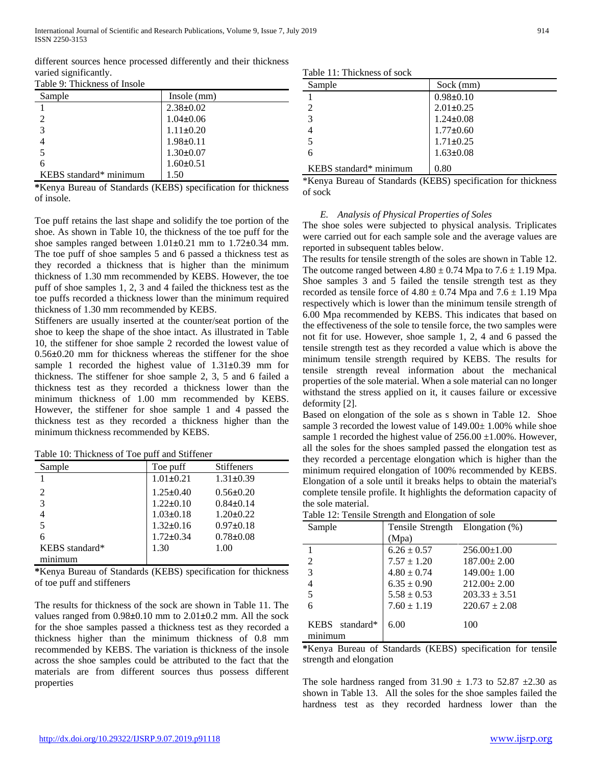different sources hence processed differently and their thickness varied significantly.

Table 9: Thickness of Insole

| Sample | Insole (mm) |
|---|---|
| 1 | 2.38±0.02 |
| 2 | 1.04±0.06 |
| 3 | 1.11±0.20 |
| 4 | 1.98±0.11 |
| 5 | 1.30±0.07 |
| 6 | 1.60±0.51 |
| KEBS standard* minimum | 1.50 |

**\***Kenya Bureau of Standards (KEBS) specification for thickness of insole.

Toe puff retains the last shape and solidify the toe portion of the shoe. As shown in Table 10, the thickness of the toe puff for the shoe samples ranged between 1.01±0.21 mm to 1.72±0.34 mm. The toe puff of shoe samples 5 and 6 passed a thickness test as they recorded a thickness that is higher than the minimum thickness of 1.30 mm recommended by KEBS. However, the toe puff of shoe samples 1, 2, 3 and 4 failed the thickness test as the toe puffs recorded a thickness lower than the minimum required thickness of 1.30 mm recommended by KEBS.

Stiffeners are usually inserted at the counter/seat portion of the shoe to keep the shape of the shoe intact. As illustrated in Table 10, the stiffener for shoe sample 2 recorded the lowest value of 0.56±0.20 mm for thickness whereas the stiffener for the shoe sample 1 recorded the highest value of 1.31±0.39 mm for thickness. The stiffener for shoe sample 2, 3, 5 and 6 failed a thickness test as they recorded a thickness lower than the minimum thickness of 1.00 mm recommended by KEBS. However, the stiffener for shoe sample 1 and 4 passed the thickness test as they recorded a thickness higher than the minimum thickness recommended by KEBS.

Table 10: Thickness of Toe puff and Stiffener

| Sample | Toe puff | Stiffeners |
|---|---|---|
| 1 | 1.01±0.21 | 1.31±0.39 |
| 2 | 1.25±0.40 | 0.56±0.20 |
| 3 | 1.22±0.10 | 0.84±0.14 |
| 4 | 1.03±0.18 | 1.20±0.22 |
| 5 | 1.32±0.16 | 0.97±0.18 |
| 6 | 1.72±0.34 | 0.78±0.08 |
| KEBS standard* minimum | 1.30 | 1.00 |

**\***Kenya Bureau of Standards (KEBS) specification for thickness of toe puff and stiffeners

The results for thickness of the sock are shown in Table 11. The values ranged from 0.98±0.10 mm to 2.01±0.2 mm. All the sock for the shoe samples passed a thickness test as they recorded a thickness higher than the minimum thickness of 0.8 mm recommended by KEBS. The variation is thickness of the insole across the shoe samples could be attributed to the fact that the materials are from different sources thus possess different properties

Table 11: Thickness of sock

| Sample | Sock (mm) |
|---|---|
| 1 | 0.98±0.10 |
| 2 | 2.01±0.25 |
| 3 | 1.24±0.08 |
| 4 | 1.77±0.60 |
| 5 | 1.71±0.25 |
| 6 | 1.63±0.08 |
| KEBS standard* minimum | 0.80 |

*Kenya Bureau of Standards (KEBS) specification for thickness of sock

### *E. Analysis of Physical Properties of Soles*

The shoe soles were subjected to physical analysis. Triplicates were carried out for each sample sole and the average values are reported in subsequent tables below.

The results for tensile strength of the soles are shown in Table 12. The outcome ranged between 4.80 ± 0.74 Mpa to 7.6 ± 1.19 Mpa. Shoe samples 3 and 5 failed the tensile strength test as they recorded as tensile force of 4.80 ± 0.74 Mpa and 7.6 ± 1.19 Mpa respectively which is lower than the minimum tensile strength of 6.00 Mpa recommended by KEBS. This indicates that based on the effectiveness of the sole to tensile force, the two samples were not fit for use. However, shoe sample 1, 2, 4 and 6 passed the tensile strength test as they recorded a value which is above the minimum tensile strength required by KEBS. The results for tensile strength reveal information about the mechanical properties of the sole material. When a sole material can no longer withstand the stress applied on it, it causes failure or excessive deformity [2].

Based on elongation of the sole as s shown in Table 12. Shoe sample 3 recorded the lowest value of 149.00± 1.00% while shoe sample 1 recorded the highest value of 256.00 ±1.00%. However, all the soles for the shoes sampled passed the elongation test as they recorded a percentage elongation which is higher than the minimum required elongation of 100% recommended by KEBS. Elongation of a sole until it breaks helps to obtain the material's complete tensile profile. It highlights the deformation capacity of the sole material.

Table 12: Tensile Strength and Elongation of sole

| Sample | Tensile Strength (Mpa) | Elongation (%) |
|---|---|---|
| 1 | 6.26 ± 0.57 | 256.00±1.00 |
| 2 | 7.57 ± 1.20 | 187.00± 2.00 |
| 3 | 4.80 ± 0.74 | 149.00± 1.00 |
| 4 | 6.35 ± 0.90 | 212.00± 2.00 |
| 5 | 5.58 ± 0.53 | 203.33 ± 3.51 |
| 6 | 7.60 ± 1.19 | 220.67 ± 2.08 |
| KEBS standard* minimum | 6.00 | 100 |

**\***Kenya Bureau of Standards (KEBS) specification for tensile strength and elongation

The sole hardness ranged from 31.90 ± 1.73 to 52.87 ±2.30 as shown in Table 13. All the soles for the shoe samples failed the hardness test as they recorded hardness lower than the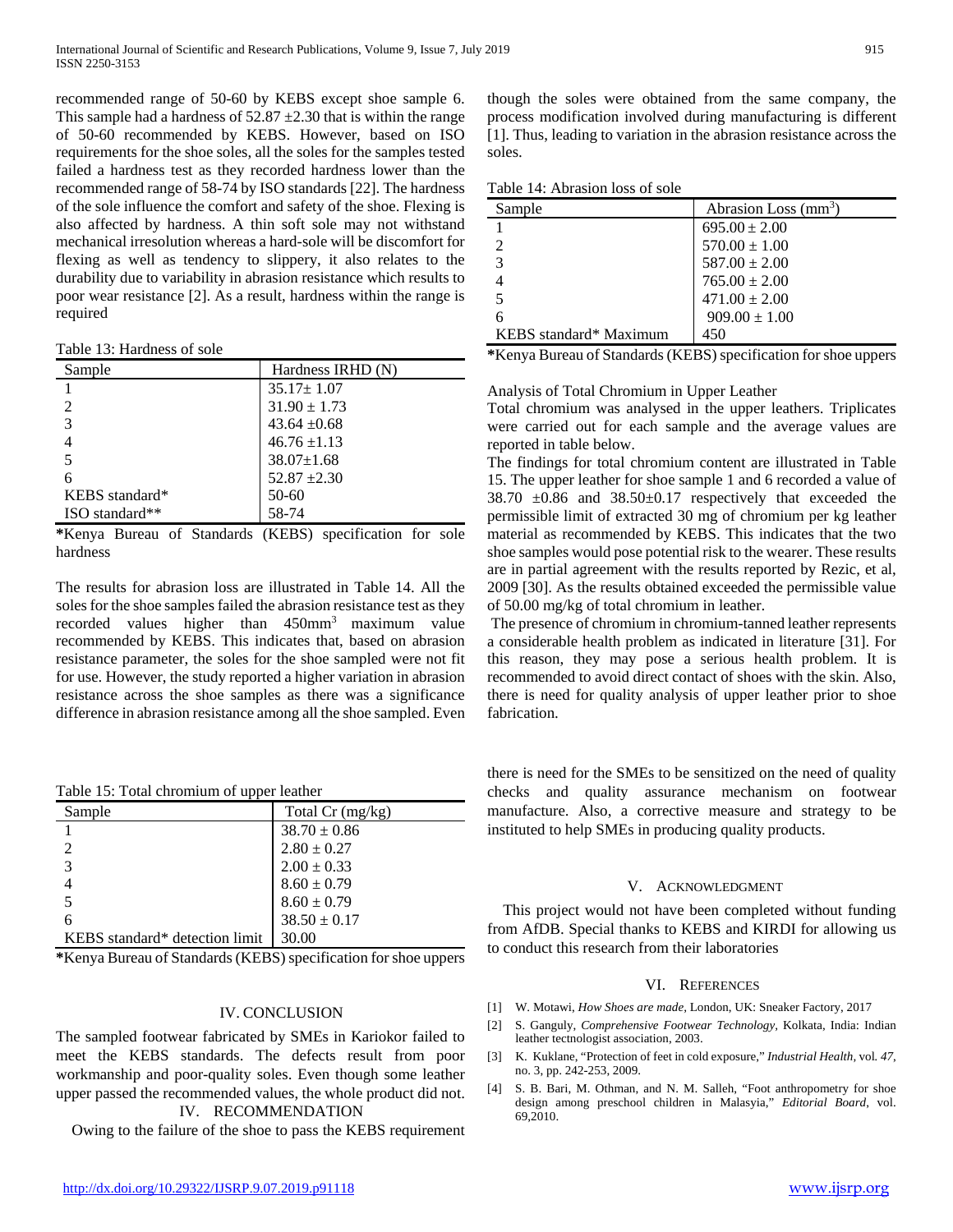recommended range of 50-60 by KEBS except shoe sample 6. This sample had a hardness of 52.87 ±2.30 that is within the range of 50-60 recommended by KEBS. However, based on ISO requirements for the shoe soles, all the soles for the samples tested failed a hardness test as they recorded hardness lower than the recommended range of 58-74 by ISO standards [22]. The hardness of the sole influence the comfort and safety of the shoe. Flexing is also affected by hardness. A thin soft sole may not withstand mechanical irresolution whereas a hard-sole will be discomfort for flexing as well as tendency to slippery, it also relates to the durability due to variability in abrasion resistance which results to poor wear resistance [2]. As a result, hardness within the range is required

Table 13: Hardness of sole

| Sample | Hardness IRHD (N) |
|---|---|
| 1 | 35.17± 1.07 |
| 2 | 31.90 ± 1.73 |
| 3 | 43.64 ±0.68 |
| 4 | 46.76 ±1.13 |
| 5 | 38.07±1.68 |
| 6 | 52.87 ±2.30 |
| KEBS standard* | 50-60 |
| ISO standard** | 58-74 |

*Kenya Bureau of Standards (KEBS) specification for sole hardness

The results for abrasion loss are illustrated in Table 14. All the soles for the shoe samples failed the abrasion resistance test as they recorded values higher than 450mm$^3$ maximum value recommended by KEBS. This indicates that, based on abrasion resistance parameter, the soles for the shoe sampled were not fit for use. However, the study reported a higher variation in abrasion resistance across the shoe samples as there was a significance difference in abrasion resistance among all the shoe sampled. Even though the soles were obtained from the same company, the process modification involved during manufacturing is different [1]. Thus, leading to variation in the abrasion resistance across the soles.

Table 14: Abrasion loss of sole

| Sample | Abrasion Loss (mm$^3$) |
|---|---|
| 1 | 695.00 ± 2.00 |
| 2 | 570.00 ± 1.00 |
| 3 | 587.00 ± 2.00 |
| 4 | 765.00 ± 2.00 |
| 5 | 471.00 ± 2.00 |
| 6 | 909.00 ± 1.00 |
| KEBS standard* Maximum | 450 |

*Kenya Bureau of Standards (KEBS) specification for shoe uppers

Analysis of Total Chromium in Upper Leather

Total chromium was analysed in the upper leathers. Triplicates were carried out for each sample and the average values are reported in table below.

The findings for total chromium content are illustrated in Table 15. The upper leather for shoe sample 1 and 6 recorded a value of 38.70 ±0.86 and 38.50±0.17 respectively that exceeded the permissible limit of extracted 30 mg of chromium per kg leather material as recommended by KEBS. This indicates that the two shoe samples would pose potential risk to the wearer. These results are in partial agreement with the results reported by Rezic, et al, 2009 [30]. As the results obtained exceeded the permissible value of 50.00 mg/kg of total chromium in leather.

The presence of chromium in chromium-tanned leather represents a considerable health problem as indicated in literature [31]. For this reason, they may pose a serious health problem. It is recommended to avoid direct contact of shoes with the skin. Also, there is need for quality analysis of upper leather prior to shoe fabrication.

Table 15: Total chromium of upper leather

| Sample | Total Cr (mg/kg) |
|---|---|
| 1 | 38.70 ± 0.86 |
| 2 | 2.80 ± 0.27 |
| 3 | 2.00 ± 0.33 |
| 4 | 8.60 ± 0.79 |
| 5 | 8.60 ± 0.79 |
| 6 | 38.50 ± 0.17 |
| KEBS standard* detection limit | 30.00 |

*Kenya Bureau of Standards (KEBS) specification for shoe uppers

## IV. CONCLUSION

The sampled footwear fabricated by SMEs in Kariokor failed to meet the KEBS standards. The defects result from poor workmanship and poor-quality soles. Even though some leather upper passed the recommended values, the whole product did not.

## IV. RECOMMENDATION

Owing to the failure of the shoe to pass the KEBS requirement there is need for the SMEs to be sensitized on the need of quality checks and quality assurance mechanism on footwear manufacture. Also, a corrective measure and strategy to be instituted to help SMEs in producing quality products.

## V. ACKNOWLEDGMENT

This project would not have been completed without funding from AfDB. Special thanks to KEBS and KIRDI for allowing us to conduct this research from their laboratories

## VI. REFERENCES

[1] W. Motawi, *How Shoes are made*, London, UK: Sneaker Factory, 2017

[2] S. Ganguly, *Comprehensive Footwear Technology*, Kolkata, India: Indian leather tectnologist association, 2003.

[3] K. Kuklane, "Protection of feet in cold exposure," *Industrial Health*, vol. *47*, no. 3, pp. 242-253, 2009.

[4] S. B. Bari, M. Othman, and N. M. Salleh, "Foot anthropometry for shoe design among preschool children in Malasyia," *Editorial Board*, vol. 69,2010.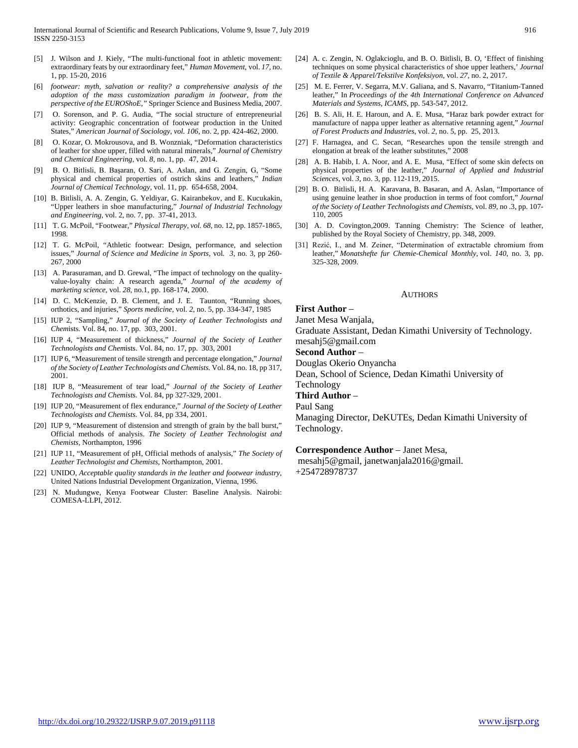[5] J. Wilson and J. Kiely, "The multi-functional foot in athletic movement: extraordinary feats by our extraordinary feet," *Human Movement*, vol. *17*, no. 1, pp. 15-20, 2016

[6] *footwear: myth, salvation or reality? a comprehensive analysis of the adoption of the mass customization paradigm in footwear, from the perspective of the EURОShoE,"* Springer Science and Business Media, 2007.

[7] O. Sorenson, and P. G. Audia, "The social structure of entrepreneurial activity: Geographic concentration of footwear production in the United States," *American Journal of Sociology, vol. 106*, no. 2, pp. 424-462, 2000.

[8] O. Kozar, O. Mokrousova, and B. Wonzniak, "Deformation characteristics of leather for shoe upper, filled with natural minerals," *Journal of Chemistry and Chemical Engineering*, vol*. 8*, no. 1, pp. 47, 2014.

[9] B. O. Bitlisli, B. Başaran, O. Sari, A. Aslan, and G. Zengin, G, "Some physical and chemical properties of ostrich skins and leathers," *Indian Journal of Chemical Technology*, vol. 11, pp. 654-658, 2004.

[10] B. Bitlisli, A. A. Zengin, G. Yeldiyar, G. Kairanbekov, and E. Kucukakin, "Upper leathers in shoe manufacturing," *Journal of Industrial Technology and Engineering*, vol. 2, no. 7, pp. 37-41, 2013.

[11] T. G. McPoil, "Footwear," *Physical Therapy, vol. 68*, no. 12, pp. 1857-1865, 1998.

[12] T. G. McPoil, "Athletic footwear: Design, performance, and selection issues," *Journal of Science and Medicine in Sports*, vol*. 3*, no. 3, pp 260-267, 2000

[13] A. Parasuraman, and D. Grewal, "The impact of technology on the quality-value-loyalty chain: A research agenda," *Journal of the academy of marketing science,* vol. *28*, no.1, pp. 168-174, 2000.

[14] D. C. McKenzie, D. B. Clement, and J. E. Taunton, "Running shoes, orthotics, and injuries," *Sports medicine*, vol. *2*, no. 5, pp. 334-347, 1985

[15] IUP 2, "Sampling," *Journal of the Society of Leather Technologists and Chem*ists. Vol. 84, no. 17, pp. 303, 2001.

[16] IUP 4, "Measurement of thickness," *Journal of the Society of Leather Technologists and Chem*ists. Vol. 84, no. 17, pp. 303, 2001

[17] IUP 6, "Measurement of tensile strength and percentage elongation," *Journal of the Society of Leather Technologists and Chemists.* Vol. 84, no. 18, pp 317, 2001.

[18] IUP 8, "Measurement of tear load," *Journal of the Society of Leather Technologists and Chemists.* Vol. 84, pp 327-329, 2001.

[19] IUP 20, "Measurement of flex endurance," *Journal of the Society of Leather Technologists and Chemists.* Vol. 84, pp 334, 2001.

[20] IUP 9, "Measurement of distension and strength of grain by the ball burst," Official methods of analysis. *The Society of Leather Technologist and Chemists*, Northampton, 1996

[21] IUP 11, "Measurement of pH, Official methods of analysis," *The Society of Leather Technologist and Chemists*, Northampton, 2001.

[22] UNIDO, *Acceptable quality standards in the leather and footwear industry,* United Nations Industrial Development Organization, Vienna, 1996.

[23] N. Mudungwe, Kenya Footwear Cluster: Baseline Analysis. Nairobi: COMESA-LLPI, 2012.

[24] A. c. Zengin, N. Oglakcioglu, and B. O. Bitlisli, B. O, 'Effect of finishing techniques on some physical characteristics of shoe upper leathers,' *Journal of Textile & Apparel/Tekstilve Konfeksiyon*, vol. *27*, no. 2, 2017.

[25] M. E. Ferrer, V. Segarra, M.V. Galiana, and S. Navarro, "Titanium-Tanned leather," In *Proceedings of the 4th International Conference on Advanced Materials and Systems, ICAMS*, pp. 543-547, 2012.

[26] B. S. Ali, H. E. Haroun, and A. E. Musa, "Haraz bark powder extract for manufacture of nappa upper leather as alternative retanning agent," *Journal of Forest Products and Industries*, vol. *2*, no. 5, pp. 25, 2013.

[27] F. Harnagea, and C. Secan, "Researches upon the tensile strength and elongation at break of the leather substitutes," 2008

[28] A. B. Habib, I. A. Noor, and A. E. Musa, "Effect of some skin defects on physical properties of the leather," *Journal of Applied and Industrial Sciences*, vol. *3*, no. 3, pp. 112-119, 2015.

[29] B. O. Bitlisli, H. A. Karavana, B. Basaran, and A. Aslan, "Importance of using genuine leather in shoe production in terms of foot comfort," *Journal of the Society of Leather Technologists and Chemists*, vol. *89*, no .3, pp. 107-110, 2005

[30] A. D. Covington,2009. Tanning Chemistry: The Science of leather, published by the Royal Society of Chemistry, pp. 348, 2009.

[31] Rezić, I., and M. Zeiner, "Determination of extractable chromium from leather," *Monatshefte fur Chemie-Chemical Monthly*, vol. *140*, no. 3, pp. 325-328, 2009.

## Authors

**First Author** –
Janet Mesa Wanjala,
Graduate Assistant, Dedan Kimathi University of Technology.
mesahj5@gmail.com

**Second Author** –
Douglas Okerio Onyancha
Dean, School of Science, Dedan Kimathi University of Technology

**Third Author** –
Paul Sang
Managing Director, DeKUTEs, Dedan Kimathi University of Technology.

**Correspondence Author** – Janet Mesa,
mesahj5@gmail, janetwanjala2016@gmail.
+254728978737